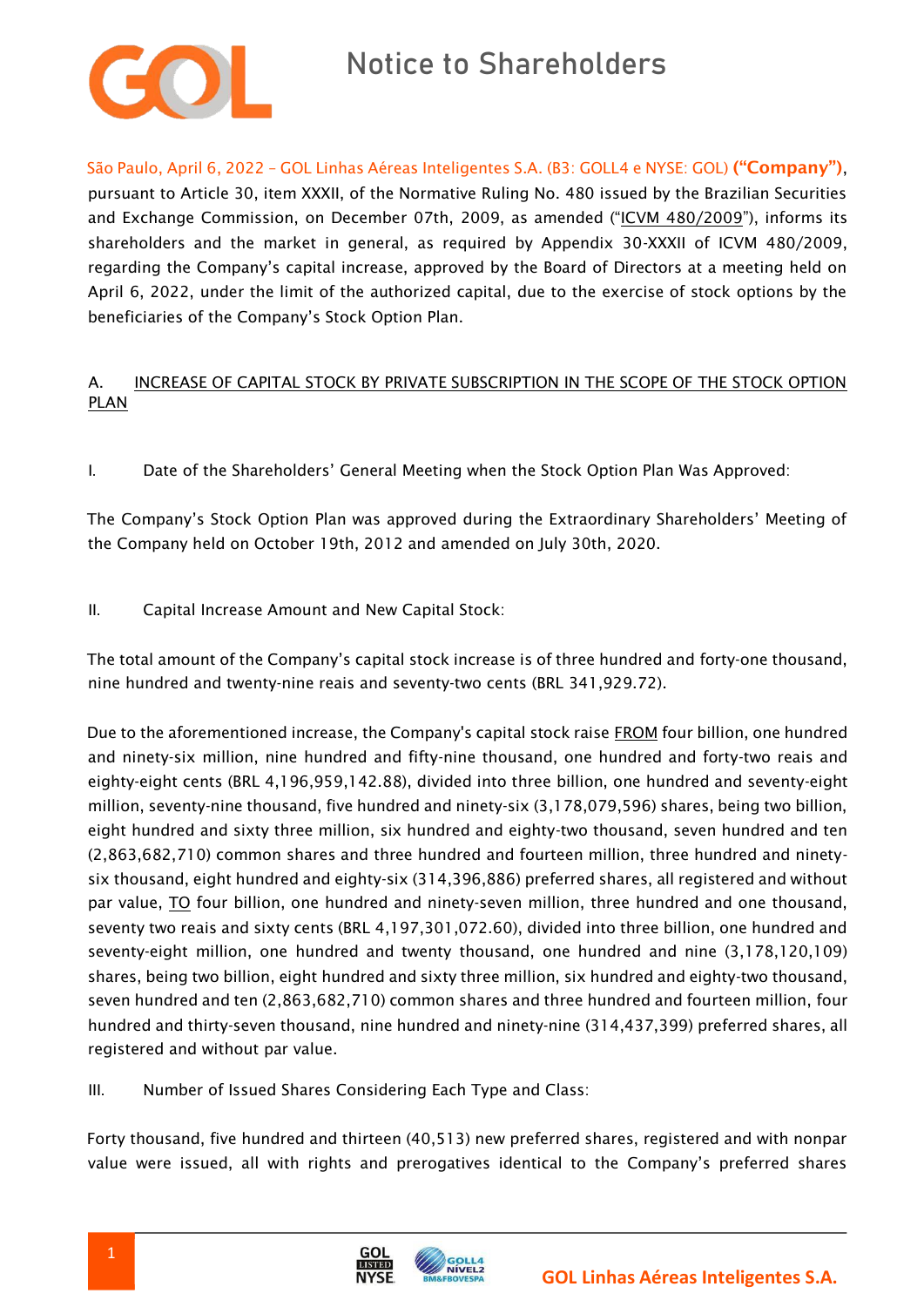# Notice to Shareholders

São Paulo, April 6, 2022 – GOL Linhas Aéreas Inteligentes S.A. (B3: GOLL4 e NYSE: GOL) **("Company")**, pursuant to Article 30, item XXXII, of the Normative Ruling No. 480 issued by the Brazilian Securities and Exchange Commission, on December 07th, 2009, as amended ("ICVM 480/2009"), informs its shareholders and the market in general, as required by Appendix 30-XXXII of ICVM 480/2009, regarding the Company's capital increase, approved by the Board of Directors at a meeting held on April 6, 2022, under the limit of the authorized capital, due to the exercise of stock options by the beneficiaries of the Company's Stock Option Plan.

## A. INCREASE OF CAPITAL STOCK BY PRIVATE SUBSCRIPTION IN THE SCOPE OF THE STOCK OPTION PLAN

### I. Date of the Shareholders' General Meeting when the Stock Option Plan Was Approved:

The Company's Stock Option Plan was approved during the Extraordinary Shareholders' Meeting of the Company held on October 19th, 2012 and amended on July 30th, 2020.

### II. Capital Increase Amount and New Capital Stock:

The total amount of the Company's capital stock increase is of three hundred and forty-one thousand, nine hundred and twenty-nine reais and seventy-two cents (BRL 341,929.72).

Due to the aforementioned increase, the Company's capital stock raise FROM four billion, one hundred and ninety-six million, nine hundred and fifty-nine thousand, one hundred and forty-two reais and eighty-eight cents (BRL 4,196,959,142.88), divided into three billion, one hundred and seventy-eight million, seventy-nine thousand, five hundred and ninety-six (3,178,079,596) shares, being two billion, eight hundred and sixty three million, six hundred and eighty-two thousand, seven hundred and ten (2,863,682,710) common shares and three hundred and fourteen million, three hundred and ninety-six thousand, eight hundred and eighty-six (314,396,886) preferred shares, all registered and without par value, TO four billion, one hundred and ninety-seven million, three hundred and one thousand, seventy two reais and sixty cents (BRL 4,197,301,072.60), divided into three billion, one hundred and seventy-eight million, one hundred and twenty thousand, one hundred and nine (3,178,120,109) shares, being two billion, eight hundred and sixty three million, six hundred and eighty-two thousand, seven hundred and ten (2,863,682,710) common shares and three hundred and fourteen million, four hundred and thirty-seven thousand, nine hundred and ninety-nine (314,437,399) preferred shares, all registered and without par value.

### III. Number of Issued Shares Considering Each Type and Class:

Forty thousand, five hundred and thirteen (40,513) new preferred shares, registered and with nonpar value were issued, all with rights and prerogatives identical to the Company's preferred shares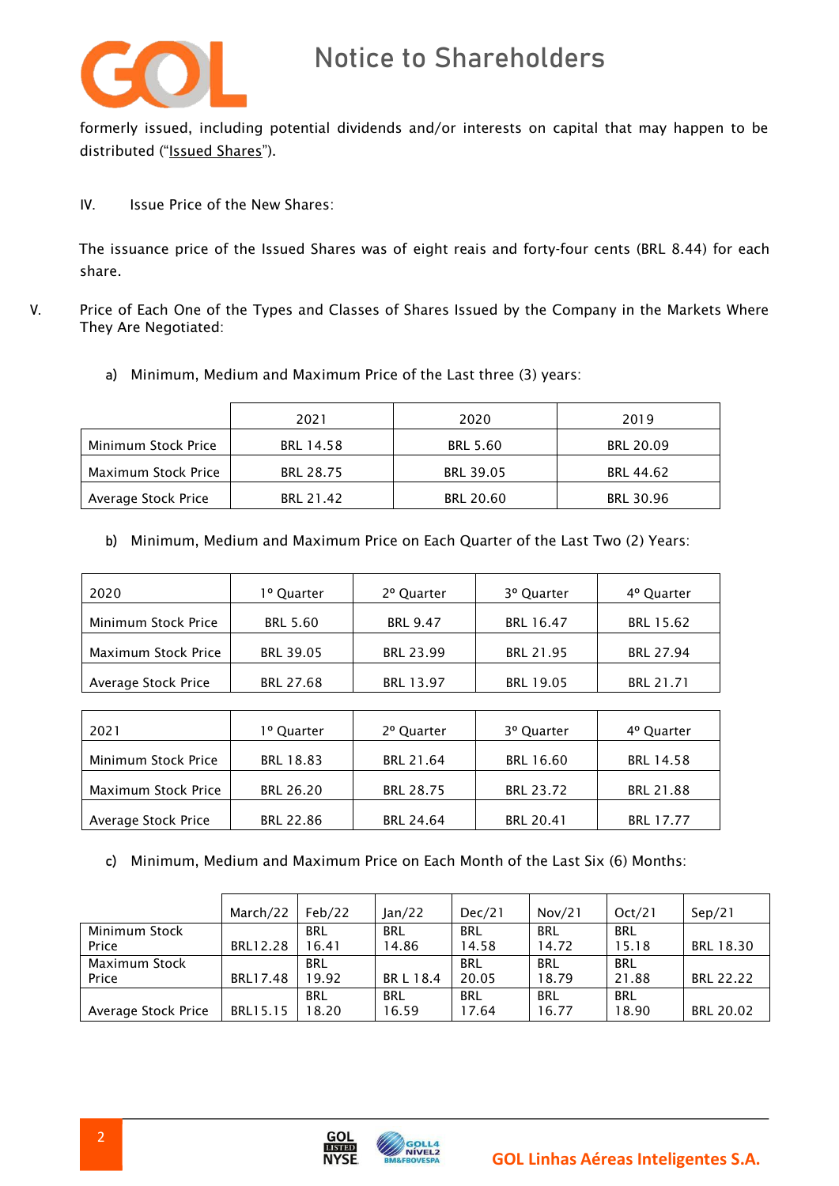formerly issued, including potential dividends and/or interests on capital that may happen to be distributed ("Issued Shares").

IV. Issue Price of the New Shares:

The issuance price of the Issued Shares was of eight reais and forty-four cents (BRL 8.44) for each share.

V. Price of Each One of the Types and Classes of Shares Issued by the Company in the Markets Where They Are Negotiated:

a) Minimum, Medium and Maximum Price of the Last three (3) years:

| | 2021 | 2020 | 2019 |
|---|---|---|---|
| Minimum Stock Price | BRL 14.58 | BRL 5.60 | BRL 20.09 |
| Maximum Stock Price | BRL 28.75 | BRL 39.05 | BRL 44.62 |
| Average Stock Price | BRL 21.42 | BRL 20.60 | BRL 30.96 |

b) Minimum, Medium and Maximum Price on Each Quarter of the Last Two (2) Years:

| 2020 | 1º Quarter | 2º Quarter | 3º Quarter | 4º Quarter |
|---|---|---|---|---|
| Minimum Stock Price | BRL 5.60 | BRL 9.47 | BRL 16.47 | BRL 15.62 |
| Maximum Stock Price | BRL 39.05 | BRL 23.99 | BRL 21.95 | BRL 27.94 |
| Average Stock Price | BRL 27.68 | BRL 13.97 | BRL 19.05 | BRL 21.71 |

| 2021 | 1º Quarter | 2º Quarter | 3º Quarter | 4º Quarter |
|---|---|---|---|---|
| Minimum Stock Price | BRL 18.83 | BRL 21.64 | BRL 16.60 | BRL 14.58 |
| Maximum Stock Price | BRL 26.20 | BRL 28.75 | BRL 23.72 | BRL 21.88 |
| Average Stock Price | BRL 22.86 | BRL 24.64 | BRL 20.41 | BRL 17.77 |

c) Minimum, Medium and Maximum Price on Each Month of the Last Six (6) Months:

| | March/22 | Feb/22 | Jan/22 | Dec/21 | Nov/21 | Oct/21 | Sep/21 |
|---|---|---|---|---|---|---|---|
| Minimum Stock Price | BRL12.28 | BRL 16.41 | BRL 14.86 | BRL 14.58 | BRL 14.72 | BRL 15.18 | BRL 18.30 |
| Maximum Stock Price | BRL17.48 | BRL 19.92 | BR L 18.4 | BRL 20.05 | BRL 18.79 | BRL 21.88 | BRL 22.22 |
| Average Stock Price | BRL15.15 | BRL 18.20 | BRL 16.59 | BRL 17.64 | BRL 16.77 | BRL 18.90 | BRL 20.02 |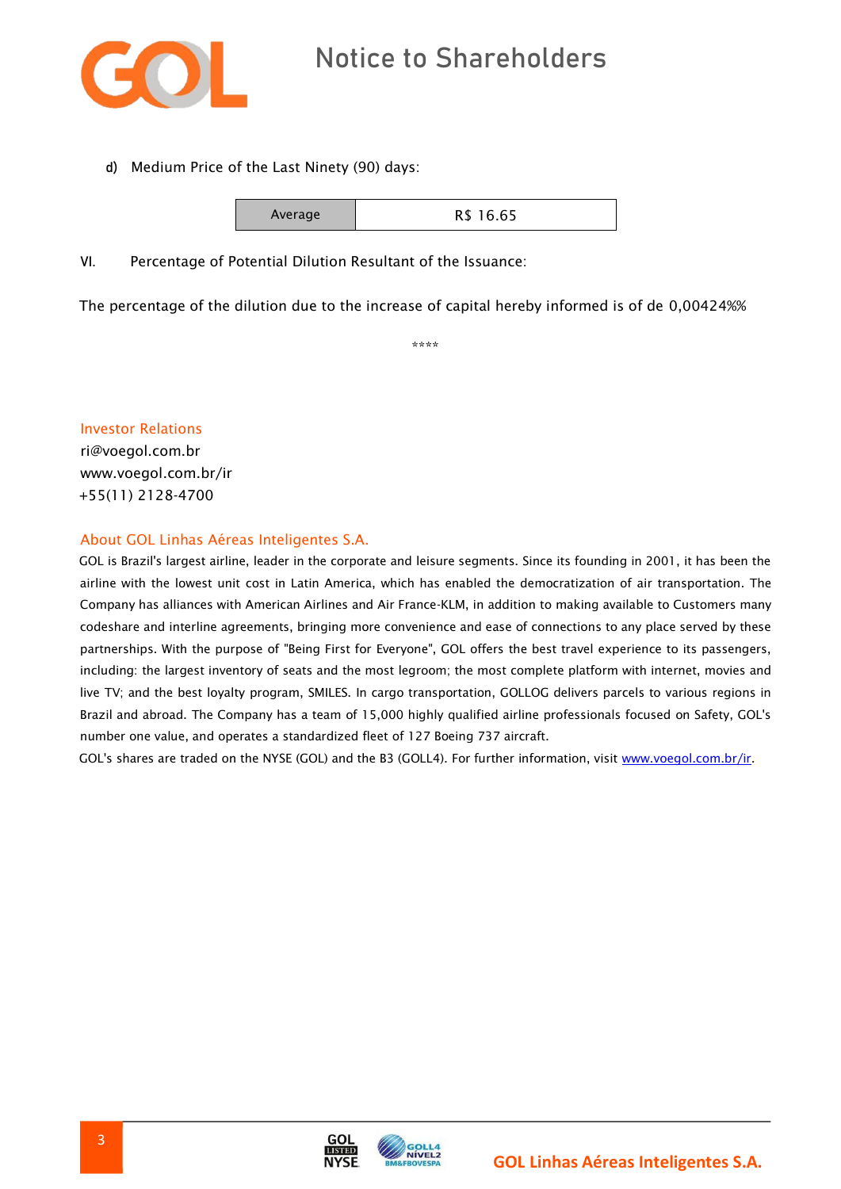d) Medium Price of the Last Ninety (90) days:

| | |
|---|---|
| Average | R$ 16.65 |

VI. Percentage of Potential Dilution Resultant of the Issuance:

The percentage of the dilution due to the increase of capital hereby informed is of de 0,00424%%

****

## Investor Relations

ri@voegol.com.br
www.voegol.com.br/ir
+55(11) 2128-4700

## About GOL Linhas Aéreas Inteligentes S.A.

GOL is Brazil's largest airline, leader in the corporate and leisure segments. Since its founding in 2001, it has been the airline with the lowest unit cost in Latin America, which has enabled the democratization of air transportation. The Company has alliances with American Airlines and Air France-KLM, in addition to making available to Customers many codeshare and interline agreements, bringing more convenience and ease of connections to any place served by these partnerships. With the purpose of "Being First for Everyone", GOL offers the best travel experience to its passengers, including: the largest inventory of seats and the most legroom; the most complete platform with internet, movies and live TV; and the best loyalty program, SMILES. In cargo transportation, GOLLOG delivers parcels to various regions in Brazil and abroad. The Company has a team of 15,000 highly qualified airline professionals focused on Safety, GOL's number one value, and operates a standardized fleet of 127 Boeing 737 aircraft.

GOL's shares are traded on the NYSE (GOL) and the B3 (GOLL4). For further information, visit www.voegol.com.br/ir.